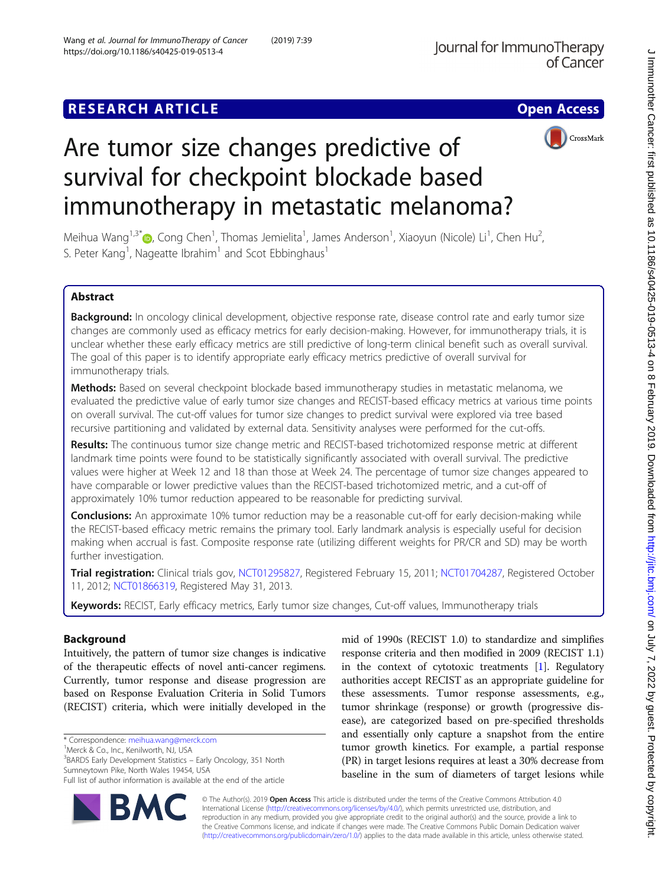# Are tumor size changes predictive of survival for checkpoint blockade based immunotherapy in metastatic melanoma?

Meihua Wang[1,3*], Cong Chen[1], Thomas Jemielita[1], James Anderson[1], Xiaoyun (Nicole) Li[1], Chen Hu[2], S. Peter Kang[1], Nageatte Ibrahim[1] and Scot Ebbinghaus[1]

## Abstract

**Background:** In oncology clinical development, objective response rate, disease control rate and early tumor size changes are commonly used as efficacy metrics for early decision-making. However, for immunotherapy trials, it is unclear whether these early efficacy metrics are still predictive of long-term clinical benefit such as overall survival. The goal of this paper is to identify appropriate early efficacy metrics predictive of overall survival for immunotherapy trials.

**Methods:** Based on several checkpoint blockade based immunotherapy studies in metastatic melanoma, we evaluated the predictive value of early tumor size changes and RECIST-based efficacy metrics at various time points on overall survival. The cut-off values for tumor size changes to predict survival were explored via tree based recursive partitioning and validated by external data. Sensitivity analyses were performed for the cut-offs.

**Results:** The continuous tumor size change metric and RECIST-based trichotomized response metric at different landmark time points were found to be statistically significantly associated with overall survival. The predictive values were higher at Week 12 and 18 than those at Week 24. The percentage of tumor size changes appeared to have comparable or lower predictive values than the RECIST-based trichotomized metric, and a cut-off of approximately 10% tumor reduction appeared to be reasonable for predicting survival.

**Conclusions:** An approximate 10% tumor reduction may be a reasonable cut-off for early decision-making while the RECIST-based efficacy metric remains the primary tool. Early landmark analysis is especially useful for decision making when accrual is fast. Composite response rate (utilizing different weights for PR/CR and SD) may be worth further investigation.

**Trial registration:** Clinical trials gov, NCT01295827, Registered February 15, 2011; NCT01704287, Registered October 11, 2012; NCT01866319, Registered May 31, 2013.

**Keywords:** RECIST, Early efficacy metrics, Early tumor size changes, Cut-off values, Immunotherapy trials

## Background

Intuitively, the pattern of tumor size changes is indicative of the therapeutic effects of novel anti-cancer regimens. Currently, tumor response and disease progression are based on Response Evaluation Criteria in Solid Tumors (RECIST) criteria, which were initially developed in the mid of 1990s (RECIST 1.0) to standardize and simplifies response criteria and then modified in 2009 (RECIST 1.1) in the context of cytotoxic treatments [1]. Regulatory authorities accept RECIST as an appropriate guideline for these assessments. Tumor response assessments, e.g., tumor shrinkage (response) or growth (progressive disease), are categorized based on pre-specified thresholds and essentially only capture a snapshot from the entire tumor growth kinetics. For example, a partial response (PR) in target lesions requires at least a 30% decrease from baseline in the sum of diameters of target lesions while

\* Correspondence: meihua.wang@merck.com
[1]Merck & Co., Inc., Kenilworth, NJ, USA
[3]BARDS Early Development Statistics – Early Oncology, 351 North Sumneytown Pike, North Wales 19454, USA
Full list of author information is available at the end of the article

© The Author(s). 2019 **Open Access** This article is distributed under the terms of the Creative Commons Attribution 4.0 International License (http://creativecommons.org/licenses/by/4.0/), which permits unrestricted use, distribution, and reproduction in any medium, provided you give appropriate credit to the original author(s) and the source, provide a link to the Creative Commons license, and indicate if changes were made. The Creative Commons Public Domain Dedication waiver (http://creativecommons.org/publicdomain/zero/1.0/) applies to the data made available in this article, unless otherwise stated.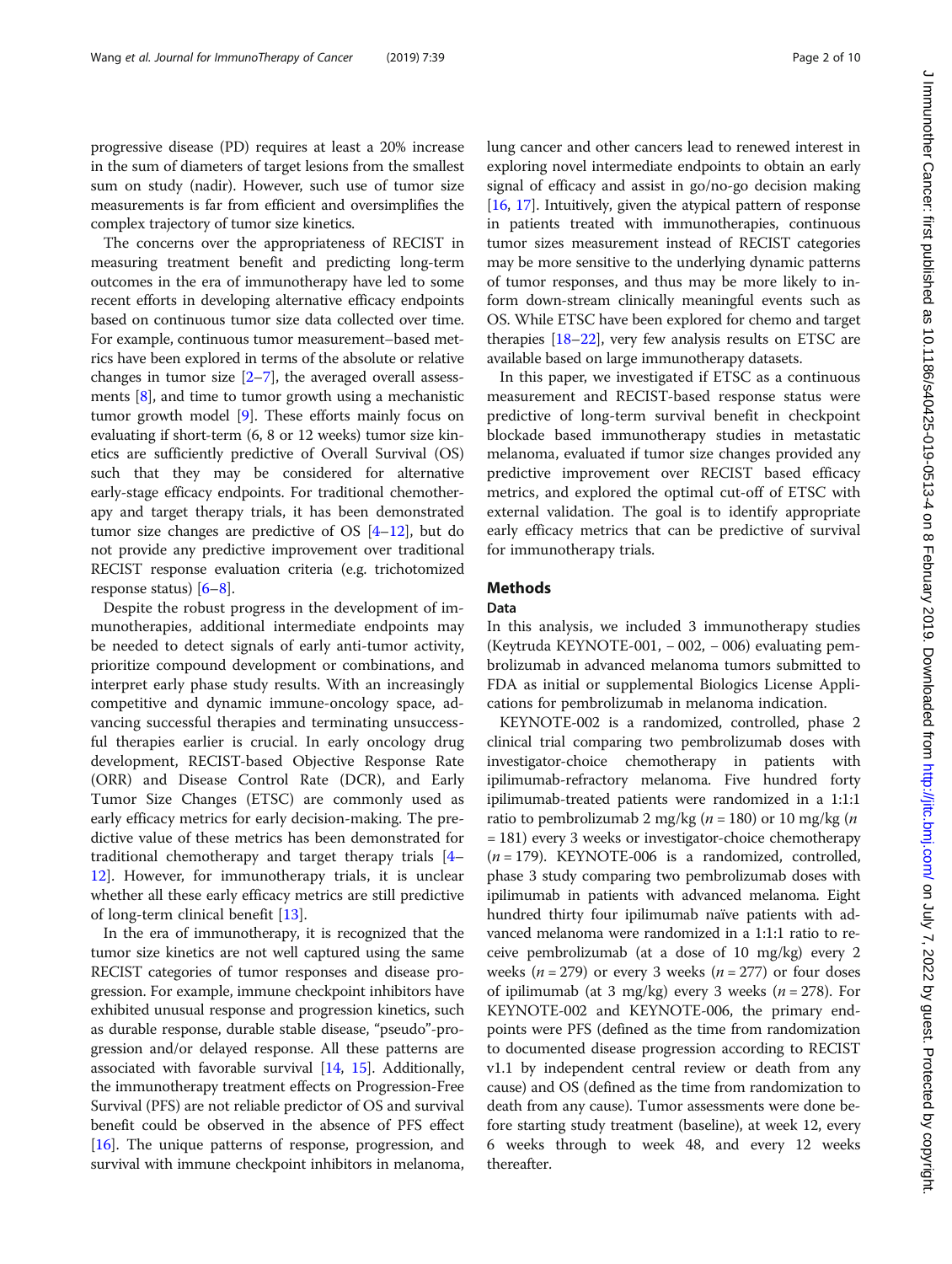progressive disease (PD) requires at least a 20% increase in the sum of diameters of target lesions from the smallest sum on study (nadir). However, such use of tumor size measurements is far from efficient and oversimplifies the complex trajectory of tumor size kinetics.

The concerns over the appropriateness of RECIST in measuring treatment benefit and predicting long-term outcomes in the era of immunotherapy have led to some recent efforts in developing alternative efficacy endpoints based on continuous tumor size data collected over time. For example, continuous tumor measurement–based metrics have been explored in terms of the absolute or relative changes in tumor size [2–7], the averaged overall assessments [8], and time to tumor growth using a mechanistic tumor growth model [9]. These efforts mainly focus on evaluating if short-term (6, 8 or 12 weeks) tumor size kinetics are sufficiently predictive of Overall Survival (OS) such that they may be considered for alternative early-stage efficacy endpoints. For traditional chemotherapy and target therapy trials, it has been demonstrated tumor size changes are predictive of OS [4–12], but do not provide any predictive improvement over traditional RECIST response evaluation criteria (e.g. trichotomized response status) [6–8].

Despite the robust progress in the development of immunotherapies, additional intermediate endpoints may be needed to detect signals of early anti-tumor activity, prioritize compound development or combinations, and interpret early phase study results. With an increasingly competitive and dynamic immune-oncology space, advancing successful therapies and terminating unsuccessful therapies earlier is crucial. In early oncology drug development, RECIST-based Objective Response Rate (ORR) and Disease Control Rate (DCR), and Early Tumor Size Changes (ETSC) are commonly used as early efficacy metrics for early decision-making. The predictive value of these metrics has been demonstrated for traditional chemotherapy and target therapy trials [4–12]. However, for immunotherapy trials, it is unclear whether all these early efficacy metrics are still predictive of long-term clinical benefit [13].

In the era of immunotherapy, it is recognized that the tumor size kinetics are not well captured using the same RECIST categories of tumor responses and disease progression. For example, immune checkpoint inhibitors have exhibited unusual response and progression kinetics, such as durable response, durable stable disease, "pseudo"-progression and/or delayed response. All these patterns are associated with favorable survival [14, 15]. Additionally, the immunotherapy treatment effects on Progression-Free Survival (PFS) are not reliable predictor of OS and survival benefit could be observed in the absence of PFS effect [16]. The unique patterns of response, progression, and survival with immune checkpoint inhibitors in melanoma, lung cancer and other cancers lead to renewed interest in exploring novel intermediate endpoints to obtain an early signal of efficacy and assist in go/no-go decision making [16, 17]. Intuitively, given the atypical pattern of response in patients treated with immunotherapies, continuous tumor sizes measurement instead of RECIST categories may be more sensitive to the underlying dynamic patterns of tumor responses, and thus may be more likely to inform down-stream clinically meaningful events such as OS. While ETSC have been explored for chemo and target therapies [18–22], very few analysis results on ETSC are available based on large immunotherapy datasets.

In this paper, we investigated if ETSC as a continuous measurement and RECIST-based response status were predictive of long-term survival benefit in checkpoint blockade based immunotherapy studies in metastatic melanoma, evaluated if tumor size changes provided any predictive improvement over RECIST based efficacy metrics, and explored the optimal cut-off of ETSC with external validation. The goal is to identify appropriate early efficacy metrics that can be predictive of survival for immunotherapy trials.

## Methods

### Data

In this analysis, we included 3 immunotherapy studies (Keytruda KEYNOTE-001, − 002, − 006) evaluating pembrolizumab in advanced melanoma tumors submitted to FDA as initial or supplemental Biologics License Applications for pembrolizumab in melanoma indication.

KEYNOTE-002 is a randomized, controlled, phase 2 clinical trial comparing two pembrolizumab doses with investigator-choice chemotherapy in patients with ipilimumab-refractory melanoma. Five hundred forty ipilimumab-treated patients were randomized in a 1:1:1 ratio to pembrolizumab 2 mg/kg ($n = 180$) or 10 mg/kg ($n = 181$) every 3 weeks or investigator-choice chemotherapy ($n = 179$). KEYNOTE-006 is a randomized, controlled, phase 3 study comparing two pembrolizumab doses with ipilimumab in patients with advanced melanoma. Eight hundred thirty four ipilimumab naïve patients with advanced melanoma were randomized in a 1:1:1 ratio to receive pembrolizumab (at a dose of 10 mg/kg) every 2 weeks ($n = 279$) or every 3 weeks ($n = 277$) or four doses of ipilimumab (at 3 mg/kg) every 3 weeks ($n = 278$). For KEYNOTE-002 and KEYNOTE-006, the primary endpoints were PFS (defined as the time from randomization to documented disease progression according to RECIST v1.1 by independent central review or death from any cause) and OS (defined as the time from randomization to death from any cause). Tumor assessments were done before starting study treatment (baseline), at week 12, every 6 weeks through to week 48, and every 12 weeks thereafter.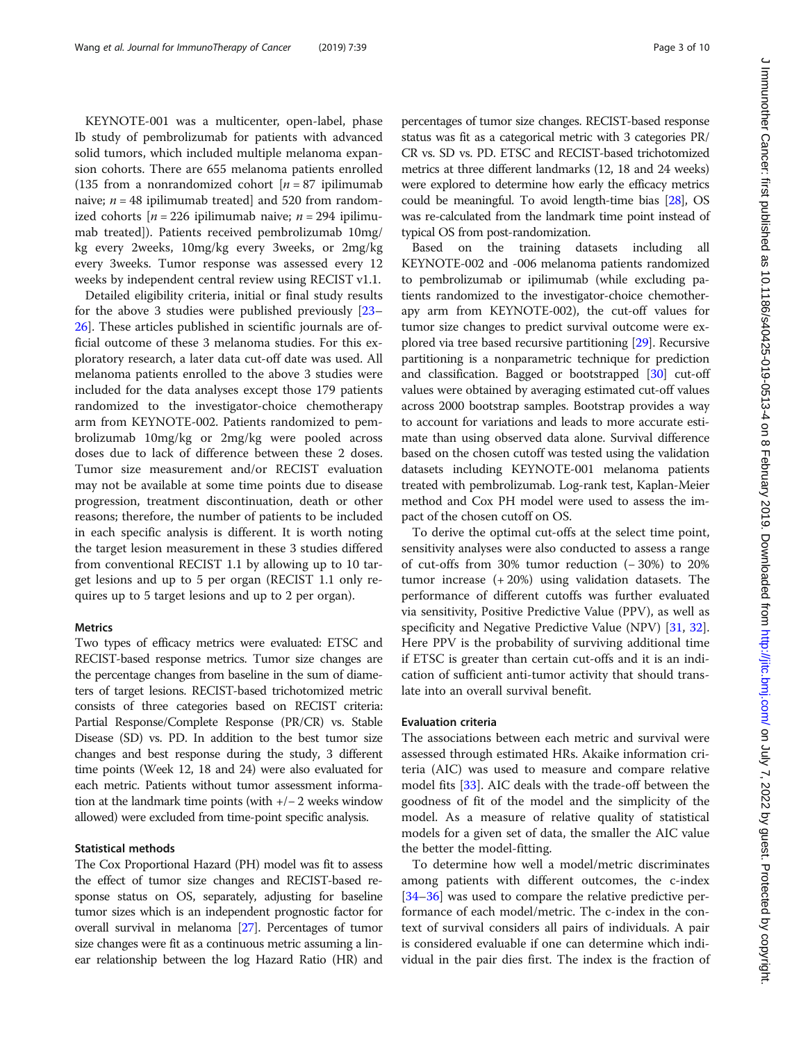KEYNOTE-001 was a multicenter, open-label, phase Ib study of pembrolizumab for patients with advanced solid tumors, which included multiple melanoma expansion cohorts. There are 655 melanoma patients enrolled (135 from a nonrandomized cohort [$n = 87$ ipilimumab naive; $n = 48$ ipilimumab treated] and 520 from randomized cohorts [$n = 226$ ipilimumab naive; $n = 294$ ipilimumab treated]). Patients received pembrolizumab 10mg/kg every 2weeks, 10mg/kg every 3weeks, or 2mg/kg every 3weeks. Tumor response was assessed every 12 weeks by independent central review using RECIST v1.1.

Detailed eligibility criteria, initial or final study results for the above 3 studies were published previously [23–26]. These articles published in scientific journals are official outcome of these 3 melanoma studies. For this exploratory research, a later data cut-off date was used. All melanoma patients enrolled to the above 3 studies were included for the data analyses except those 179 patients randomized to the investigator-choice chemotherapy arm from KEYNOTE-002. Patients randomized to pembrolizumab 10mg/kg or 2mg/kg were pooled across doses due to lack of difference between these 2 doses. Tumor size measurement and/or RECIST evaluation may not be available at some time points due to disease progression, treatment discontinuation, death or other reasons; therefore, the number of patients to be included in each specific analysis is different. It is worth noting the target lesion measurement in these 3 studies differed from conventional RECIST 1.1 by allowing up to 10 target lesions and up to 5 per organ (RECIST 1.1 only requires up to 5 target lesions and up to 2 per organ).

### Metrics

Two types of efficacy metrics were evaluated: ETSC and RECIST-based response metrics. Tumor size changes are the percentage changes from baseline in the sum of diameters of target lesions. RECIST-based trichotomized metric consists of three categories based on RECIST criteria: Partial Response/Complete Response (PR/CR) vs. Stable Disease (SD) vs. PD. In addition to the best tumor size changes and best response during the study, 3 different time points (Week 12, 18 and 24) were also evaluated for each metric. Patients without tumor assessment information at the landmark time points (with +/− 2 weeks window allowed) were excluded from time-point specific analysis.

### Statistical methods

The Cox Proportional Hazard (PH) model was fit to assess the effect of tumor size changes and RECIST-based response status on OS, separately, adjusting for baseline tumor sizes which is an independent prognostic factor for overall survival in melanoma [27]. Percentages of tumor size changes were fit as a continuous metric assuming a linear relationship between the log Hazard Ratio (HR) and percentages of tumor size changes. RECIST-based response status was fit as a categorical metric with 3 categories PR/CR vs. SD vs. PD. ETSC and RECIST-based trichotomized metrics at three different landmarks (12, 18 and 24 weeks) were explored to determine how early the efficacy metrics could be meaningful. To avoid length-time bias [28], OS was re-calculated from the landmark time point instead of typical OS from post-randomization.

Based on the training datasets including all KEYNOTE-002 and -006 melanoma patients randomized to pembrolizumab or ipilimumab (while excluding patients randomized to the investigator-choice chemotherapy arm from KEYNOTE-002), the cut-off values for tumor size changes to predict survival outcome were explored via tree based recursive partitioning [29]. Recursive partitioning is a nonparametric technique for prediction and classification. Bagged or bootstrapped [30] cut-off values were obtained by averaging estimated cut-off values across 2000 bootstrap samples. Bootstrap provides a way to account for variations and leads to more accurate estimate than using observed data alone. Survival difference based on the chosen cutoff was tested using the validation datasets including KEYNOTE-001 melanoma patients treated with pembrolizumab. Log-rank test, Kaplan-Meier method and Cox PH model were used to assess the impact of the chosen cutoff on OS.

To derive the optimal cut-offs at the select time point, sensitivity analyses were also conducted to assess a range of cut-offs from 30% tumor reduction (− 30%) to 20% tumor increase (+ 20%) using validation datasets. The performance of different cutoffs was further evaluated via sensitivity, Positive Predictive Value (PPV), as well as specificity and Negative Predictive Value (NPV) [31, 32]. Here PPV is the probability of surviving additional time if ETSC is greater than certain cut-offs and it is an indication of sufficient anti-tumor activity that should translate into an overall survival benefit.

### Evaluation criteria

The associations between each metric and survival were assessed through estimated HRs. Akaike information criteria (AIC) was used to measure and compare relative model fits [33]. AIC deals with the trade-off between the goodness of fit of the model and the simplicity of the model. As a measure of relative quality of statistical models for a given set of data, the smaller the AIC value the better the model-fitting.

To determine how well a model/metric discriminates among patients with different outcomes, the c-index [34–36] was used to compare the relative predictive performance of each model/metric. The c-index in the context of survival considers all pairs of individuals. A pair is considered evaluable if one can determine which individual in the pair dies first. The index is the fraction of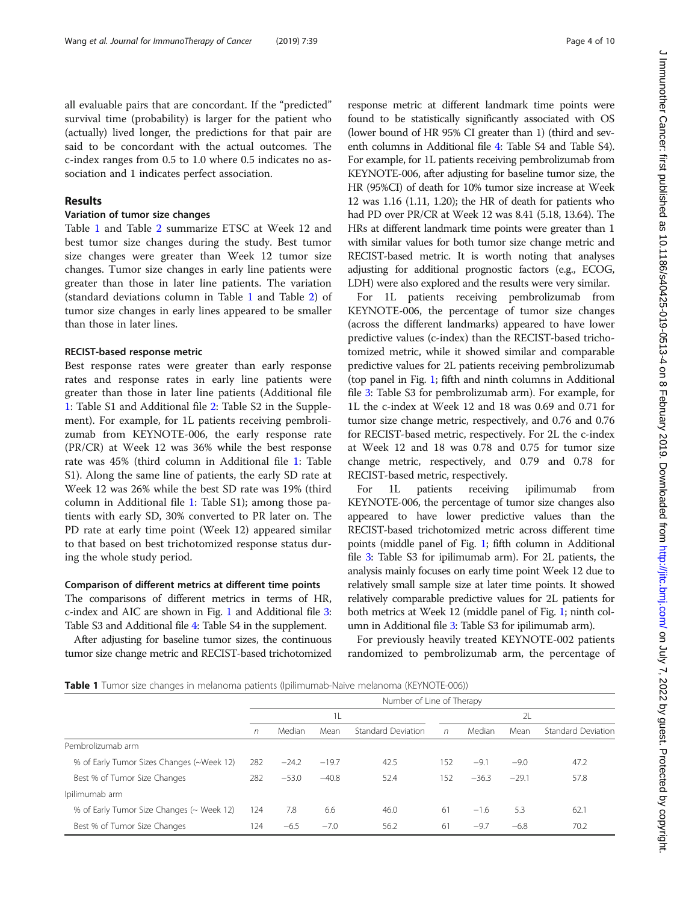all evaluable pairs that are concordant. If the "predicted" survival time (probability) is larger for the patient who (actually) lived longer, the predictions for that pair are said to be concordant with the actual outcomes. The c-index ranges from 0.5 to 1.0 where 0.5 indicates no association and 1 indicates perfect association.

## Results

### Variation of tumor size changes

Table 1 and Table 2 summarize ETSC at Week 12 and best tumor size changes during the study. Best tumor size changes were greater than Week 12 tumor size changes. Tumor size changes in early line patients were greater than those in later line patients. The variation (standard deviations column in Table 1 and Table 2) of tumor size changes in early lines appeared to be smaller than those in later lines.

### RECIST-based response metric

Best response rates were greater than early response rates and response rates in early line patients were greater than those in later line patients (Additional file 1: Table S1 and Additional file 2: Table S2 in the Supplement). For example, for 1L patients receiving pembrolizumab from KEYNOTE-006, the early response rate (PR/CR) at Week 12 was 36% while the best response rate was 45% (third column in Additional file 1: Table S1). Along the same line of patients, the early SD rate at Week 12 was 26% while the best SD rate was 19% (third column in Additional file 1: Table S1); among those patients with early SD, 30% converted to PR later on. The PD rate at early time point (Week 12) appeared similar to that based on best trichotomized response status during the whole study period.

### Comparison of different metrics at different time points

The comparisons of different metrics in terms of HR, c-index and AIC are shown in Fig. 1 and Additional file 3: Table S3 and Additional file 4: Table S4 in the supplement.

After adjusting for baseline tumor sizes, the continuous tumor size change metric and RECIST-based trichotomized response metric at different landmark time points were found to be statistically significantly associated with OS (lower bound of HR 95% CI greater than 1) (third and seventh columns in Additional file 4: Table S4 and Table S4). For example, for 1L patients receiving pembrolizumab from KEYNOTE-006, after adjusting for baseline tumor size, the HR (95%CI) of death for 10% tumor size increase at Week 12 was 1.16 (1.11, 1.20); the HR of death for patients who had PD over PR/CR at Week 12 was 8.41 (5.18, 13.64). The HRs at different landmark time points were greater than 1 with similar values for both tumor size change metric and RECIST-based metric. It is worth noting that analyses adjusting for additional prognostic factors (e.g., ECOG, LDH) were also explored and the results were very similar.

For 1L patients receiving pembrolizumab from KEYNOTE-006, the percentage of tumor size changes (across the different landmarks) appeared to have lower predictive values (c-index) than the RECIST-based trichotomized metric, while it showed similar and comparable predictive values for 2L patients receiving pembrolizumab (top panel in Fig. 1; fifth and ninth columns in Additional file 3: Table S3 for pembrolizumab arm). For example, for 1L the c-index at Week 12 and 18 was 0.69 and 0.71 for tumor size change metric, respectively, and 0.76 and 0.76 for RECIST-based metric, respectively. For 2L the c-index at Week 12 and 18 was 0.78 and 0.75 for tumor size change metric, respectively, and 0.79 and 0.78 for RECIST-based metric, respectively.

For 1L patients receiving ipilimumab from KEYNOTE-006, the percentage of tumor size changes also appeared to have lower predictive values than the RECIST-based trichotomized metric across different time points (middle panel of Fig. 1; fifth column in Additional file 3: Table S3 for ipilimumab arm). For 2L patients, the analysis mainly focuses on early time point Week 12 due to relatively small sample size at later time points. It showed relatively comparable predictive values for 2L patients for both metrics at Week 12 (middle panel of Fig. 1; ninth column in Additional file 3: Table S3 for ipilimumab arm).

For previously heavily treated KEYNOTE-002 patients randomized to pembrolizumab arm, the percentage of

**Table 1** Tumor size changes in melanoma patients (Ipilimumab-Naive melanoma (KEYNOTE-006))

| | Number of Line of Therapy | | | | | | | |
|---|---|---|---|---|---|---|---|---|
| | 1L | | | | 2L | | | |
| | *n* | Median | Mean | Standard Deviation | *n* | Median | Mean | Standard Deviation |
| Pembrolizumab arm | | | | | | | | |
| % of Early Tumor Sizes Changes (~Week 12) | 282 | −24.2 | −19.7 | 42.5 | 152 | −9.1 | −9.0 | 47.2 |
| Best % of Tumor Size Changes | 282 | −53.0 | −40.8 | 52.4 | 152 | −36.3 | −29.1 | 57.8 |
| Ipilimumab arm | | | | | | | | |
| % of Early Tumor Size Changes (~ Week 12) | 124 | 7.8 | 6.6 | 46.0 | 61 | −1.6 | 5.3 | 62.1 |
| Best % of Tumor Size Changes | 124 | −6.5 | −7.0 | 56.2 | 61 | −9.7 | −6.8 | 70.2 |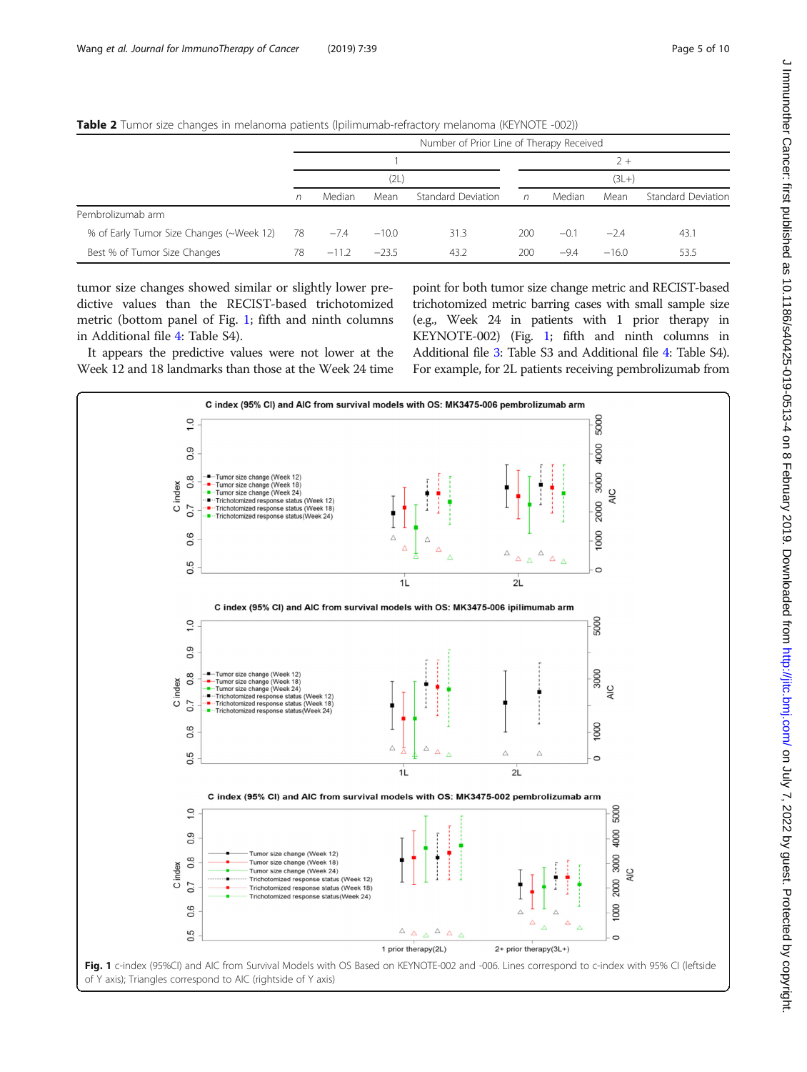**Table 2** Tumor size changes in melanoma patients (Ipilimumab-refractory melanoma (KEYNOTE -002))

| | Number of Prior Line of Therapy Received | | | | | | | |
|---|---|---|---|---|---|---|---|---|
| | 1 | | | | 2 + | | | |
| | (2L) | | | | (3L+) | | | |
| | n | Median | Mean | Standard Deviation | n | Median | Mean | Standard Deviation |
| Pembrolizumab arm | | | | | | | | |
| % of Early Tumor Size Changes (~Week 12) | 78 | −7.4 | −10.0 | 31.3 | 200 | −0.1 | −2.4 | 43.1 |
| Best % of Tumor Size Changes | 78 | −11.2 | −23.5 | 43.2 | 200 | −9.4 | −16.0 | 53.5 |

tumor size changes showed similar or slightly lower predictive values than the RECIST-based trichotomized metric (bottom panel of Fig. 1; fifth and ninth columns in Additional file 4: Table S4).

It appears the predictive values were not lower at the Week 12 and 18 landmarks than those at the Week 24 time point for both tumor size change metric and RECIST-based trichotomized metric barring cases with small sample size (e.g., Week 24 in patients with 1 prior therapy in KEYNOTE-002) (Fig. 1; fifth and ninth columns in Additional file 3: Table S3 and Additional file 4: Table S4). For example, for 2L patients receiving pembrolizumab from

**Fig. 1** c-index (95%CI) and AIC from Survival Models with OS Based on KEYNOTE-002 and -006. Lines correspond to c-index with 95% CI (leftside of Y axis); Triangles correspond to AIC (rightside of Y axis)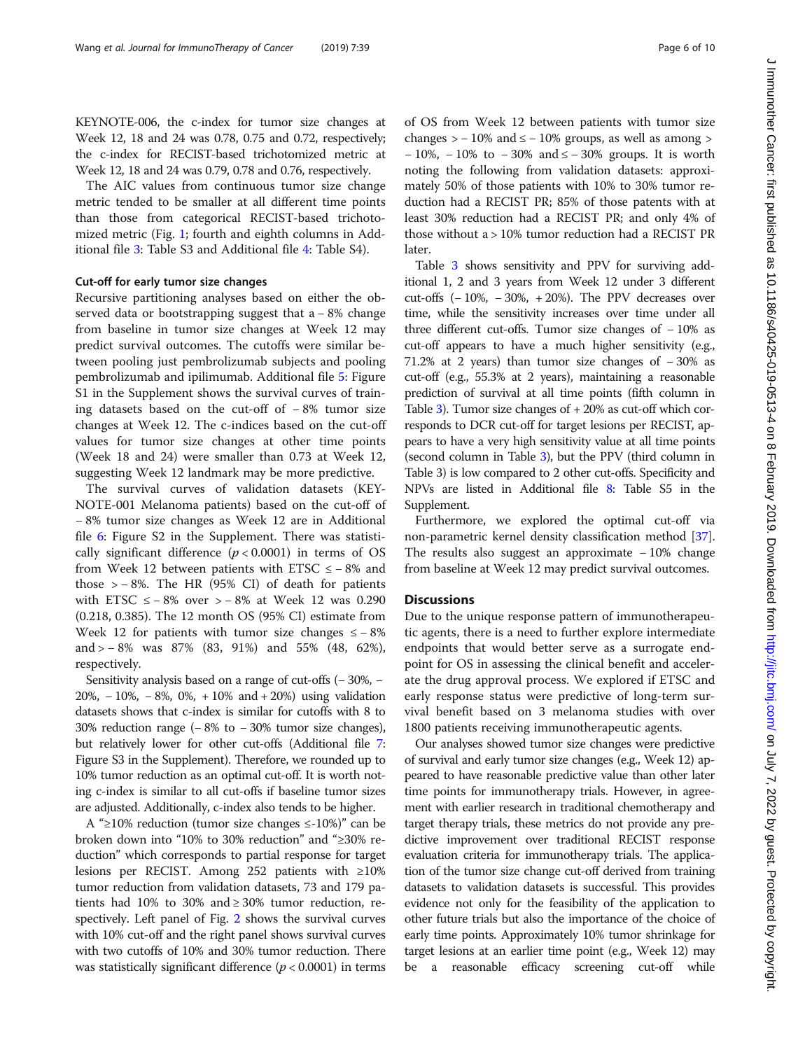KEYNOTE-006, the c-index for tumor size changes at Week 12, 18 and 24 was 0.78, 0.75 and 0.72, respectively; the c-index for RECIST-based trichotomized metric at Week 12, 18 and 24 was 0.79, 0.78 and 0.76, respectively.

The AIC values from continuous tumor size change metric tended to be smaller at all different time points than those from categorical RECIST-based trichotomized metric (Fig. 1; fourth and eighth columns in Additional file 3: Table S3 and Additional file 4: Table S4).

### Cut-off for early tumor size changes

Recursive partitioning analyses based on either the observed data or bootstrapping suggest that a − 8% change from baseline in tumor size changes at Week 12 may predict survival outcomes. The cutoffs were similar between pooling just pembrolizumab subjects and pooling pembrolizumab and ipilimumab. Additional file 5: Figure S1 in the Supplement shows the survival curves of training datasets based on the cut-off of − 8% tumor size changes at Week 12. The c-indices based on the cut-off values for tumor size changes at other time points (Week 18 and 24) were smaller than 0.73 at Week 12, suggesting Week 12 landmark may be more predictive.

The survival curves of validation datasets (KEYNOTE-001 Melanoma patients) based on the cut-off of − 8% tumor size changes as Week 12 are in Additional file 6: Figure S2 in the Supplement. There was statistically significant difference ($p < 0.0001$) in terms of OS from Week 12 between patients with ETSC ≤ − 8% and those > − 8%. The HR (95% CI) of death for patients with ETSC ≤ − 8% over > − 8% at Week 12 was 0.290 (0.218, 0.385). The 12 month OS (95% CI) estimate from Week 12 for patients with tumor size changes ≤ − 8% and > − 8% was 87% (83, 91%) and 55% (48, 62%), respectively.

Sensitivity analysis based on a range of cut-offs (− 30%, − 20%, − 10%, − 8%, 0%, + 10% and + 20%) using validation datasets shows that c-index is similar for cutoffs with 8 to 30% reduction range (− 8% to − 30% tumor size changes), but relatively lower for other cut-offs (Additional file 7: Figure S3 in the Supplement). Therefore, we rounded up to 10% tumor reduction as an optimal cut-off. It is worth noting c-index is similar to all cut-offs if baseline tumor sizes are adjusted. Additionally, c-index also tends to be higher.

A "≥10% reduction (tumor size changes ≤-10%)" can be broken down into "10% to 30% reduction" and "≥30% reduction" which corresponds to partial response for target lesions per RECIST. Among 252 patients with ≥10% tumor reduction from validation datasets, 73 and 179 patients had 10% to 30% and ≥ 30% tumor reduction, respectively. Left panel of Fig. 2 shows the survival curves with 10% cut-off and the right panel shows survival curves with two cutoffs of 10% and 30% tumor reduction. There was statistically significant difference ($p < 0.0001$) in terms of OS from Week 12 between patients with tumor size changes > − 10% and ≤ − 10% groups, as well as among > − 10%, − 10% to − 30% and ≤ − 30% groups. It is worth noting the following from validation datasets: approximately 50% of those patients with 10% to 30% tumor reduction had a RECIST PR; 85% of those patients with at least 30% reduction had a RECIST PR; and only 4% of those without a > 10% tumor reduction had a RECIST PR later.

Table 3 shows sensitivity and PPV for surviving additional 1, 2 and 3 years from Week 12 under 3 different cut-offs (− 10%, − 30%, + 20%). The PPV decreases over time, while the sensitivity increases over time under all three different cut-offs. Tumor size changes of − 10% as cut-off appears to have a much higher sensitivity (e.g., 71.2% at 2 years) than tumor size changes of − 30% as cut-off (e.g., 55.3% at 2 years), maintaining a reasonable prediction of survival at all time points (fifth column in Table 3). Tumor size changes of + 20% as cut-off which corresponds to DCR cut-off for target lesions per RECIST, appears to have a very high sensitivity value at all time points (second column in Table 3), but the PPV (third column in Table 3) is low compared to 2 other cut-offs. Specificity and NPVs are listed in Additional file 8: Table S5 in the Supplement.

Furthermore, we explored the optimal cut-off via non-parametric kernel density classification method [37]. The results also suggest an approximate − 10% change from baseline at Week 12 may predict survival outcomes.

## Discussions

Due to the unique response pattern of immunotherapeutic agents, there is a need to further explore intermediate endpoints that would better serve as a surrogate endpoint for OS in assessing the clinical benefit and accelerate the drug approval process. We explored if ETSC and early response status were predictive of long-term survival benefit based on 3 melanoma studies with over 1800 patients receiving immunotherapeutic agents.

Our analyses showed tumor size changes were predictive of survival and early tumor size changes (e.g., Week 12) appeared to have reasonable predictive value than other later time points for immunotherapy trials. However, in agreement with earlier research in traditional chemotherapy and target therapy trials, these metrics do not provide any predictive improvement over traditional RECIST response evaluation criteria for immunotherapy trials. The application of the tumor size change cut-off derived from training datasets to validation datasets is successful. This provides evidence not only for the feasibility of the application to other future trials but also the importance of the choice of early time points. Approximately 10% tumor shrinkage for target lesions at an earlier time point (e.g., Week 12) may be a reasonable efficacy screening cut-off while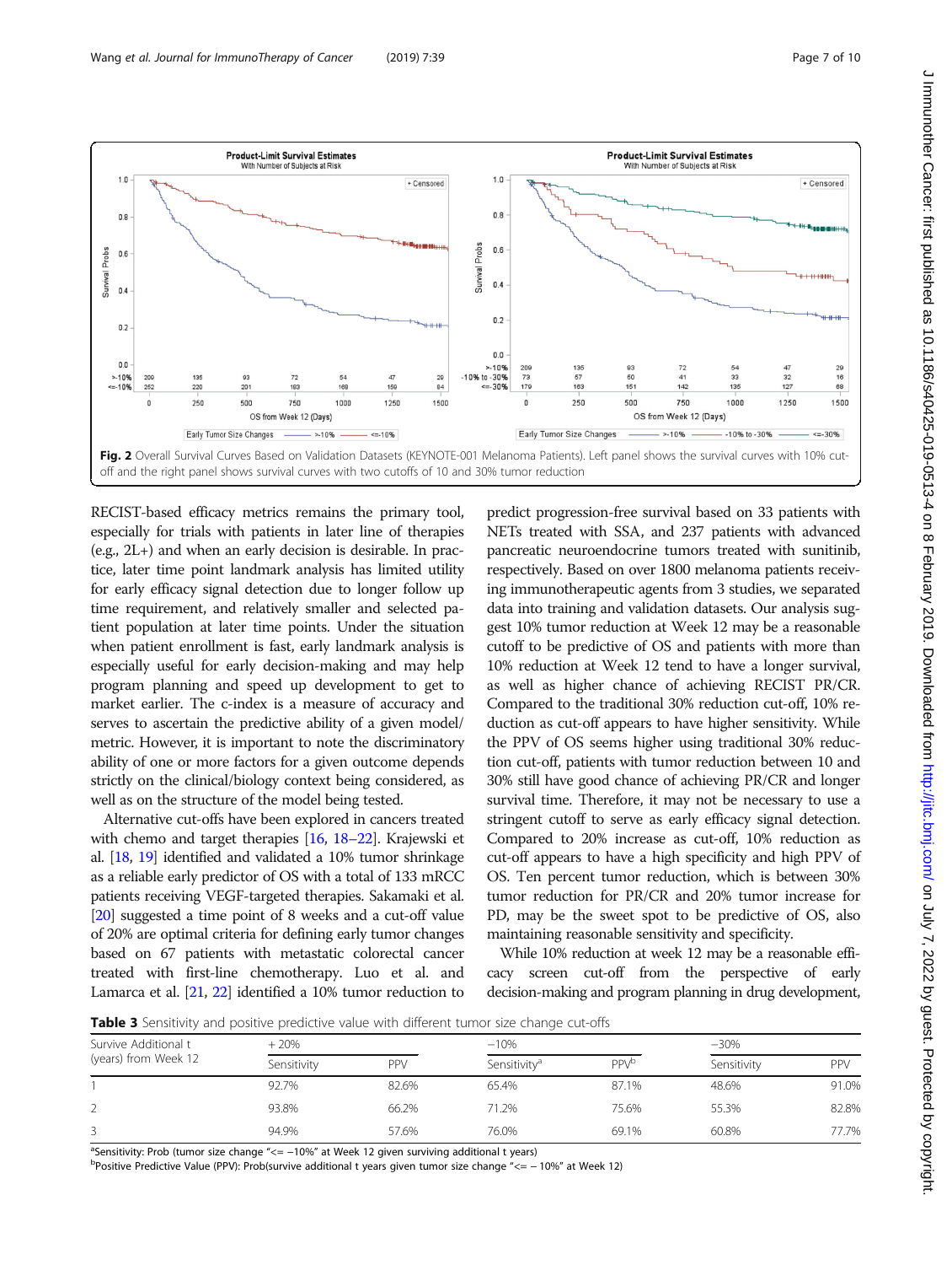Fig. 2 Overall Survival Curves Based on Validation Datasets (KEYNOTE-001 Melanoma Patients). Left panel shows the survival curves with 10% cut-off and the right panel shows survival curves with two cutoffs of 10 and 30% tumor reduction

RECIST-based efficacy metrics remains the primary tool, especially for trials with patients in later line of therapies (e.g., 2L+) and when an early decision is desirable. In practice, later time point landmark analysis has limited utility for early efficacy signal detection due to longer follow up time requirement, and relatively smaller and selected patient population at later time points. Under the situation when patient enrollment is fast, early landmark analysis is especially useful for early decision-making and may help program planning and speed up development to get to market earlier. The c-index is a measure of accuracy and serves to ascertain the predictive ability of a given model/metric. However, it is important to note the discriminatory ability of one or more factors for a given outcome depends strictly on the clinical/biology context being considered, as well as on the structure of the model being tested.

Alternative cut-offs have been explored in cancers treated with chemo and target therapies [16, 18–22]. Krajewski et al. [18, 19] identified and validated a 10% tumor shrinkage as a reliable early predictor of OS with a total of 133 mRCC patients receiving VEGF-targeted therapies. Sakamaki et al. [20] suggested a time point of 8 weeks and a cut-off value of 20% are optimal criteria for defining early tumor changes based on 67 patients with metastatic colorectal cancer treated with first-line chemotherapy. Luo et al. and Lamarca et al. [21, 22] identified a 10% tumor reduction to predict progression-free survival based on 33 patients with NETs treated with SSA, and 237 patients with advanced pancreatic neuroendocrine tumors treated with sunitinib, respectively. Based on over 1800 melanoma patients receiving immunotherapeutic agents from 3 studies, we separated data into training and validation datasets. Our analysis suggest 10% tumor reduction at Week 12 may be a reasonable cutoff to be predictive of OS and patients with more than 10% reduction at Week 12 tend to have a longer survival, as well as higher chance of achieving RECIST PR/CR. Compared to the traditional 30% reduction cut-off, 10% reduction as cut-off appears to have higher sensitivity. While the PPV of OS seems higher using traditional 30% reduction cut-off, patients with tumor reduction between 10 and 30% still have good chance of achieving PR/CR and longer survival time. Therefore, it may not be necessary to use a stringent cutoff to serve as early efficacy signal detection. Compared to 20% increase as cut-off, 10% reduction as cut-off appears to have a high specificity and high PPV of OS. Ten percent tumor reduction, which is between 30% tumor reduction for PR/CR and 20% tumor increase for PD, may be the sweet spot to be predictive of OS, also maintaining reasonable sensitivity and specificity.

While 10% reduction at week 12 may be a reasonable efficacy screen cut-off from the perspective of early decision-making and program planning in drug development,

**Table 3** Sensitivity and positive predictive value with different tumor size change cut-offs

| Survive Additional t (years) from Week 12 | + 20% | | −10% | | −30% | |
|---|---|---|---|---|---|---|
| | Sensitivity | PPV | Sensitivity[a] | PPV[b] | Sensitivity | PPV |
| 1 | 92.7% | 82.6% | 65.4% | 87.1% | 48.6% | 91.0% |
| 2 | 93.8% | 66.2% | 71.2% | 75.6% | 55.3% | 82.8% |
| 3 | 94.9% | 57.6% | 76.0% | 69.1% | 60.8% | 77.7% |

[a]Sensitivity: Prob (tumor size change "<= −10%" at Week 12 given surviving additional t years)

[b]Positive Predictive Value (PPV): Prob(survive additional t years given tumor size change "<= − 10%" at Week 12)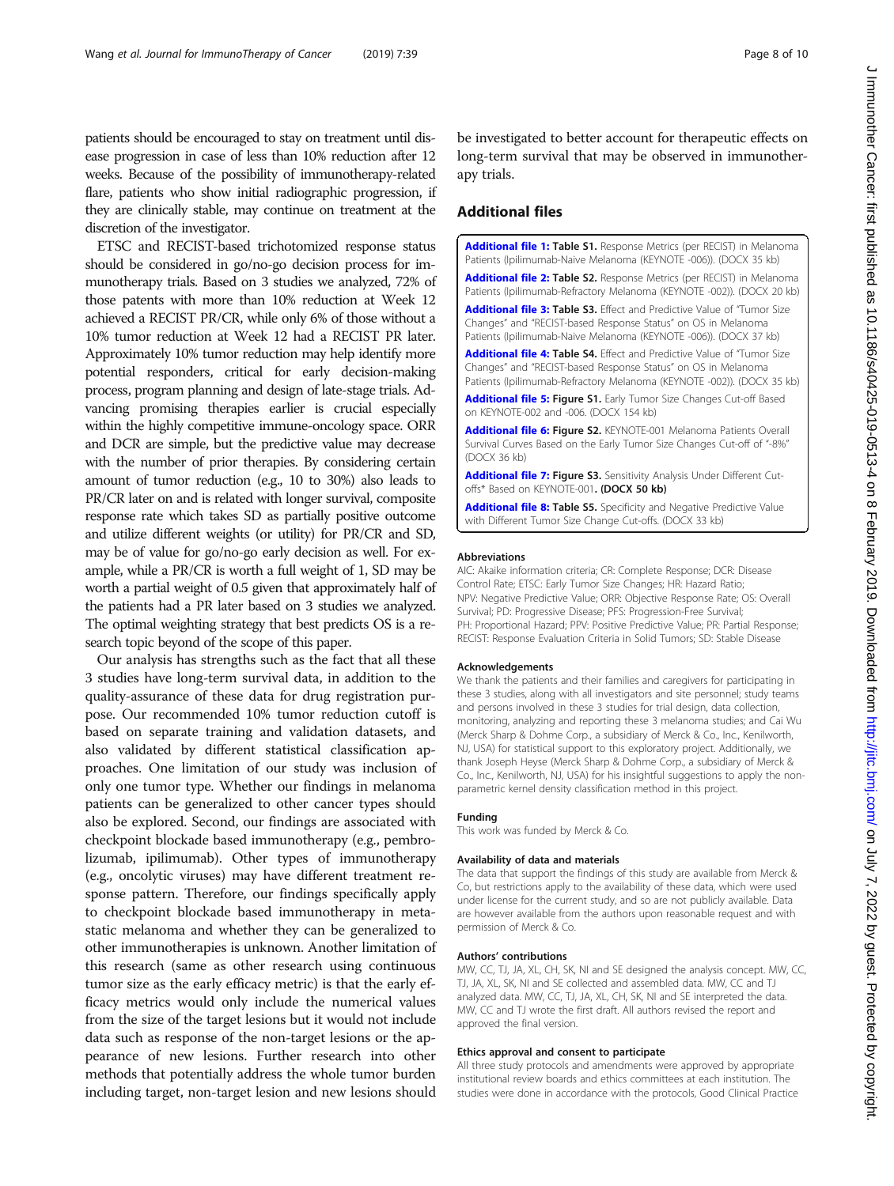patients should be encouraged to stay on treatment until disease progression in case of less than 10% reduction after 12 weeks. Because of the possibility of immunotherapy-related flare, patients who show initial radiographic progression, if they are clinically stable, may continue on treatment at the discretion of the investigator.

ETSC and RECIST-based trichotomized response status should be considered in go/no-go decision process for immunotherapy trials. Based on 3 studies we analyzed, 72% of those patents with more than 10% reduction at Week 12 achieved a RECIST PR/CR, while only 6% of those without a 10% tumor reduction at Week 12 had a RECIST PR later. Approximately 10% tumor reduction may help identify more potential responders, critical for early decision-making process, program planning and design of late-stage trials. Advancing promising therapies earlier is crucial especially within the highly competitive immune-oncology space. ORR and DCR are simple, but the predictive value may decrease with the number of prior therapies. By considering certain amount of tumor reduction (e.g., 10 to 30%) also leads to PR/CR later on and is related with longer survival, composite response rate which takes SD as partially positive outcome and utilize different weights (or utility) for PR/CR and SD, may be of value for go/no-go early decision as well. For example, while a PR/CR is worth a full weight of 1, SD may be worth a partial weight of 0.5 given that approximately half of the patients had a PR later based on 3 studies we analyzed. The optimal weighting strategy that best predicts OS is a research topic beyond of the scope of this paper.

Our analysis has strengths such as the fact that all these 3 studies have long-term survival data, in addition to the quality-assurance of these data for drug registration purpose. Our recommended 10% tumor reduction cutoff is based on separate training and validation datasets, and also validated by different statistical classification approaches. One limitation of our study was inclusion of only one tumor type. Whether our findings in melanoma patients can be generalized to other cancer types should also be explored. Second, our findings are associated with checkpoint blockade based immunotherapy (e.g., pembrolizumab, ipilimumab). Other types of immunotherapy (e.g., oncolytic viruses) may have different treatment response pattern. Therefore, our findings specifically apply to checkpoint blockade based immunotherapy in metastatic melanoma and whether they can be generalized to other immunotherapies is unknown. Another limitation of this research (same as other research using continuous tumor size as the early efficacy metric) is that the early efficacy metrics would only include the numerical values from the size of the target lesions but it would not include data such as response of the non-target lesions or the appearance of new lesions. Further research into other methods that potentially address the whole tumor burden including target, non-target lesion and new lesions should be investigated to better account for therapeutic effects on long-term survival that may be observed in immunotherapy trials.

## Additional files

**Additional file 1: Table S1.** Response Metrics (per RECIST) in Melanoma Patients (Ipilimumab-Naive Melanoma (KEYNOTE -006)). (DOCX 35 kb)

**Additional file 2: Table S2.** Response Metrics (per RECIST) in Melanoma Patients (Ipilimumab-Refractory Melanoma (KEYNOTE -002)). (DOCX 20 kb)

**Additional file 3: Table S3.** Effect and Predictive Value of "Tumor Size Changes" and "RECIST-based Response Status" on OS in Melanoma Patients (Ipilimumab-Naive Melanoma (KEYNOTE -006)). (DOCX 37 kb)

**Additional file 4: Table S4.** Effect and Predictive Value of "Tumor Size Changes" and "RECIST-based Response Status" on OS in Melanoma Patients (Ipilimumab-Refractory Melanoma (KEYNOTE -002)). (DOCX 35 kb)

**Additional file 5: Figure S1.** Early Tumor Size Changes Cut-off Based on KEYNOTE-002 and -006. (DOCX 154 kb)

**Additional file 6: Figure S2.** KEYNOTE-001 Melanoma Patients Overall Survival Curves Based on the Early Tumor Size Changes Cut-off of "-8%" (DOCX 36 kb)

**Additional file 7: Figure S3.** Sensitivity Analysis Under Different Cut-offs* Based on KEYNOTE-001. **(DOCX 50 kb)**

**Additional file 8: Table S5.** Specificity and Negative Predictive Value with Different Tumor Size Change Cut-offs. (DOCX 33 kb)

### Abbreviations

AIC: Akaike information criteria; CR: Complete Response; DCR: Disease Control Rate; ETSC: Early Tumor Size Changes; HR: Hazard Ratio; NPV: Negative Predictive Value; ORR: Objective Response Rate; OS: Overall Survival; PD: Progressive Disease; PFS: Progression-Free Survival; PH: Proportional Hazard; PPV: Positive Predictive Value; PR: Partial Response; RECIST: Response Evaluation Criteria in Solid Tumors; SD: Stable Disease

### Acknowledgements

We thank the patients and their families and caregivers for participating in these 3 studies, along with all investigators and site personnel; study teams and persons involved in these 3 studies for trial design, data collection, monitoring, analyzing and reporting these 3 melanoma studies; and Cai Wu (Merck Sharp & Dohme Corp., a subsidiary of Merck & Co., Inc., Kenilworth, NJ, USA) for statistical support to this exploratory project. Additionally, we thank Joseph Heyse (Merck Sharp & Dohme Corp., a subsidiary of Merck & Co., Inc., Kenilworth, NJ, USA) for his insightful suggestions to apply the non-parametric kernel density classification method in this project.

### Funding

This work was funded by Merck & Co.

### Availability of data and materials

The data that support the findings of this study are available from Merck & Co, but restrictions apply to the availability of these data, which were used under license for the current study, and so are not publicly available. Data are however available from the authors upon reasonable request and with permission of Merck & Co.

### Authors' contributions

MW, CC, TJ, JA, XL, CH, SK, NI and SE designed the analysis concept. MW, CC, TJ, JA, XL, SK, NI and SE collected and assembled data. MW, CC and TJ analyzed data. MW, CC, TJ, JA, XL, CH, SK, NI and SE interpreted the data. MW, CC and TJ wrote the first draft. All authors revised the report and approved the final version.

### Ethics approval and consent to participate

All three study protocols and amendments were approved by appropriate institutional review boards and ethics committees at each institution. The studies were done in accordance with the protocols, Good Clinical Practice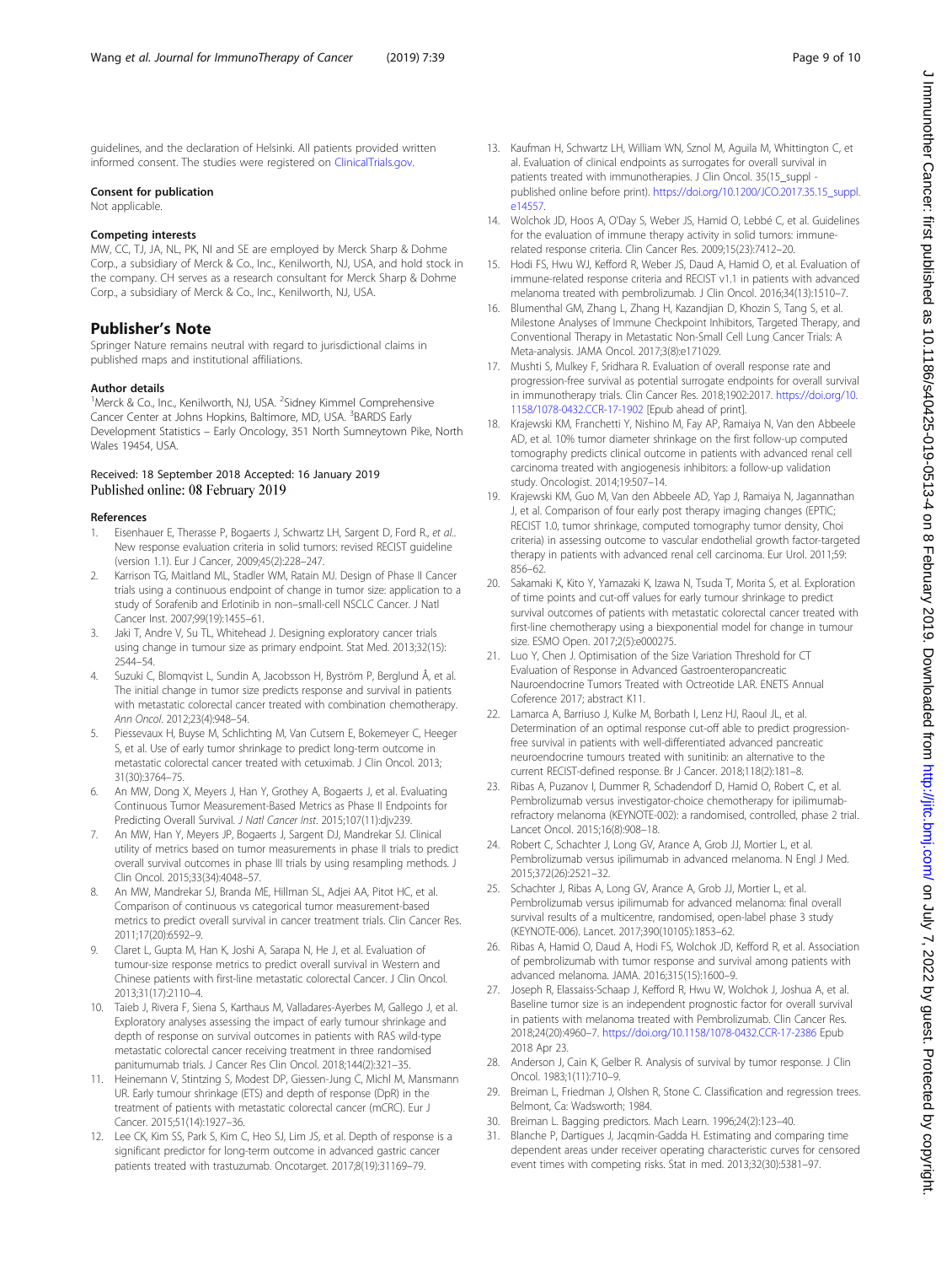guidelines, and the declaration of Helsinki. All patients provided written informed consent. The studies were registered on ClinicalTrials.gov.

### Consent for publication

Not applicable.

### Competing interests

MW, CC, TJ, JA, NL, PK, NI and SE are employed by Merck Sharp & Dohme Corp., a subsidiary of Merck & Co., Inc., Kenilworth, NJ, USA, and hold stock in the company. CH serves as a research consultant for Merck Sharp & Dohme Corp., a subsidiary of Merck & Co., Inc., Kenilworth, NJ, USA.

## Publisher's Note

Springer Nature remains neutral with regard to jurisdictional claims in published maps and institutional affiliations.

### Author details

[1]Merck & Co., Inc., Kenilworth, NJ, USA. [2]Sidney Kimmel Comprehensive Cancer Center at Johns Hopkins, Baltimore, MD, USA. [3]BARDS Early Development Statistics – Early Oncology, 351 North Sumneytown Pike, North Wales 19454, USA.

Received: 18 September 2018 Accepted: 16 January 2019
Published online: 08 February 2019

### References

1. Eisenhauer E, Therasse P, Bogaerts J, Schwartz LH, Sargent D, Ford R., *et al.*. New response evaluation criteria in solid tumors: revised RECIST guideline (version 1.1). Eur J Cancer, 2009;45(2):228–247.
2. Karrison TG, Maitland ML, Stadler WM, Ratain MJ. Design of Phase II Cancer trials using a continuous endpoint of change in tumor size: application to a study of Sorafenib and Erlotinib in non–small-cell NSCLC Cancer. J Natl Cancer Inst. 2007;99(19):1455–61.
3. Jaki T, Andre V, Su TL, Whitehead J. Designing exploratory cancer trials using change in tumour size as primary endpoint. Stat Med. 2013;32(15): 2544–54.
4. Suzuki C, Blomqvist L, Sundin A, Jacobsson H, Byström P, Berglund Å, et al. The initial change in tumor size predicts response and survival in patients with metastatic colorectal cancer treated with combination chemotherapy. *Ann Oncol*. 2012;23(4):948–54.
5. Piessevaux H, Buyse M, Schlichting M, Van Cutsem E, Bokemeyer C, Heeger S, et al. Use of early tumor shrinkage to predict long-term outcome in metastatic colorectal cancer treated with cetuximab. J Clin Oncol. 2013; 31(30):3764–75.
6. An MW, Dong X, Meyers J, Han Y, Grothey A, Bogaerts J, et al. Evaluating Continuous Tumor Measurement-Based Metrics as Phase II Endpoints for Predicting Overall Survival. *J Natl Cancer Inst*. 2015;107(11):djv239.
7. An MW, Han Y, Meyers JP, Bogaerts J, Sargent DJ, Mandrekar SJ. Clinical utility of metrics based on tumor measurements in phase II trials to predict overall survival outcomes in phase III trials by using resampling methods. J Clin Oncol. 2015;33(34):4048–57.
8. An MW, Mandrekar SJ, Branda ME, Hillman SL, Adjei AA, Pitot HC, et al. Comparison of continuous vs categorical tumor measurement-based metrics to predict overall survival in cancer treatment trials. Clin Cancer Res. 2011;17(20):6592–9.
9. Claret L, Gupta M, Han K, Joshi A, Sarapa N, He J, et al. Evaluation of tumour-size response metrics to predict overall survival in Western and Chinese patients with first-line metastatic colorectal Cancer. J Clin Oncol. 2013;31(17):2110–4.
10. Taieb J, Rivera F, Siena S, Karthaus M, Valladares-Ayerbes M, Gallego J, et al. Exploratory analyses assessing the impact of early tumour shrinkage and depth of response on survival outcomes in patients with RAS wild-type metastatic colorectal cancer receiving treatment in three randomised panitumumab trials. J Cancer Res Clin Oncol. 2018;144(2):321–35.
11. Heinemann V, Stintzing S, Modest DP, Giessen-Jung C, Michl M, Mansmann UR. Early tumour shrinkage (ETS) and depth of response (DpR) in the treatment of patients with metastatic colorectal cancer (mCRC). Eur J Cancer. 2015;51(14):1927–36.
12. Lee CK, Kim SS, Park S, Kim C, Heo SJ, Lim JS, et al. Depth of response is a significant predictor for long-term outcome in advanced gastric cancer patients treated with trastuzumab. Oncotarget. 2017;8(19):31169–79.
13. Kaufman H, Schwartz LH, William WN, Sznol M, Aguila M, Whittington C, et al. Evaluation of clinical endpoints as surrogates for overall survival in patients treated with immunotherapies. J Clin Oncol. 35(15_suppl - published online before print). https://doi.org/10.1200/JCO.2017.35.15_suppl.e14557.
14. Wolchok JD, Hoos A, O'Day S, Weber JS, Hamid O, Lebbé C, et al. Guidelines for the evaluation of immune therapy activity in solid tumors: immune-related response criteria. Clin Cancer Res. 2009;15(23):7412–20.
15. Hodi FS, Hwu WJ, Kefford R, Weber JS, Daud A, Hamid O, et al. Evaluation of immune-related response criteria and RECIST v1.1 in patients with advanced melanoma treated with pembrolizumab. J Clin Oncol. 2016;34(13):1510–7.
16. Blumenthal GM, Zhang L, Zhang H, Kazandjian D, Khozin S, Tang S, et al. Milestone Analyses of Immune Checkpoint Inhibitors, Targeted Therapy, and Conventional Therapy in Metastatic Non-Small Cell Lung Cancer Trials: A Meta-analysis. JAMA Oncol. 2017;3(8):e171029.
17. Mushti S, Mulkey F, Sridhara R. Evaluation of overall response rate and progression-free survival as potential surrogate endpoints for overall survival in immunotherapy trials. Clin Cancer Res. 2018;1902:2017. https://doi.org/10.1158/1078-0432.CCR-17-1902 [Epub ahead of print].
18. Krajewski KM, Franchetti Y, Nishino M, Fay AP, Ramaiya N, Van den Abbeele AD, et al. 10% tumor diameter shrinkage on the first follow-up computed tomography predicts clinical outcome in patients with advanced renal cell carcinoma treated with angiogenesis inhibitors: a follow-up validation study. Oncologist. 2014;19:507–14.
19. Krajewski KM, Guo M, Van den Abbeele AD, Yap J, Ramaiya N, Jagannathan J, et al. Comparison of four early post therapy imaging changes (EPTIC; RECIST 1.0, tumor shrinkage, computed tomography tumor density, Choi criteria) in assessing outcome to vascular endothelial growth factor-targeted therapy in patients with advanced renal cell carcinoma. Eur Urol. 2011;59: 856–62.
20. Sakamaki K, Kito Y, Yamazaki K, Izawa N, Tsuda T, Morita S, et al. Exploration of time points and cut-off values for early tumour shrinkage to predict survival outcomes of patients with metastatic colorectal cancer treated with first-line chemotherapy using a biexponential model for change in tumour size. ESMO Open. 2017;2(5):e000275.
21. Luo Y, Chen J. Optimisation of the Size Variation Threshold for CT Evaluation of Response in Advanced Gastroenteropancreatic Nauroendocrine Tumors Treated with Octreotide LAR. ENETS Annual Coference 2017; abstract K11.
22. Lamarca A, Barriuso J, Kulke M, Borbath I, Lenz HJ, Raoul JL, et al. Determination of an optimal response cut-off able to predict progression-free survival in patients with well-differentiated advanced pancreatic neuroendocrine tumours treated with sunitinib: an alternative to the current RECIST-defined response. Br J Cancer. 2018;118(2):181–8.
23. Ribas A, Puzanov I, Dummer R, Schadendorf D, Hamid O, Robert C, et al. Pembrolizumab versus investigator-choice chemotherapy for ipilimumab-refractory melanoma (KEYNOTE-002): a randomised, controlled, phase 2 trial. Lancet Oncol. 2015;16(8):908–18.
24. Robert C, Schachter J, Long GV, Arance A, Grob JJ, Mortier L, et al. Pembrolizumab versus ipilimumab in advanced melanoma. N Engl J Med. 2015;372(26):2521–32.
25. Schachter J, Ribas A, Long GV, Arance A, Grob JJ, Mortier L, et al. Pembrolizumab versus ipilimumab for advanced melanoma: final overall survival results of a multicentre, randomised, open-label phase 3 study (KEYNOTE-006). Lancet. 2017;390(10105):1853–62.
26. Ribas A, Hamid O, Daud A, Hodi FS, Wolchok JD, Kefford R, et al. Association of pembrolizumab with tumor response and survival among patients with advanced melanoma. JAMA. 2016;315(15):1600–9.
27. Joseph R, Elassaiss-Schaap J, Kefford R, Hwu W, Wolchok J, Joshua A, et al. Baseline tumor size is an independent prognostic factor for overall survival in patients with melanoma treated with Pembrolizumab. Clin Cancer Res. 2018;24(20):4960–7. https://doi.org/10.1158/1078-0432.CCR-17-2386 Epub 2018 Apr 23.
28. Anderson J, Cain K, Gelber R. Analysis of survival by tumor response. J Clin Oncol. 1983;1(11):710–9.
29. Breiman L, Friedman J, Olshen R, Stone C. Classification and regression trees. Belmont, Ca: Wadsworth; 1984.
30. Breiman L. Bagging predictors. Mach Learn. 1996;24(2):123–40.
31. Blanche P, Dartigues J, Jacqmin-Gadda H. Estimating and comparing time dependent areas under receiver operating characteristic curves for censored event times with competing risks. Stat in med. 2013;32(30):5381–97.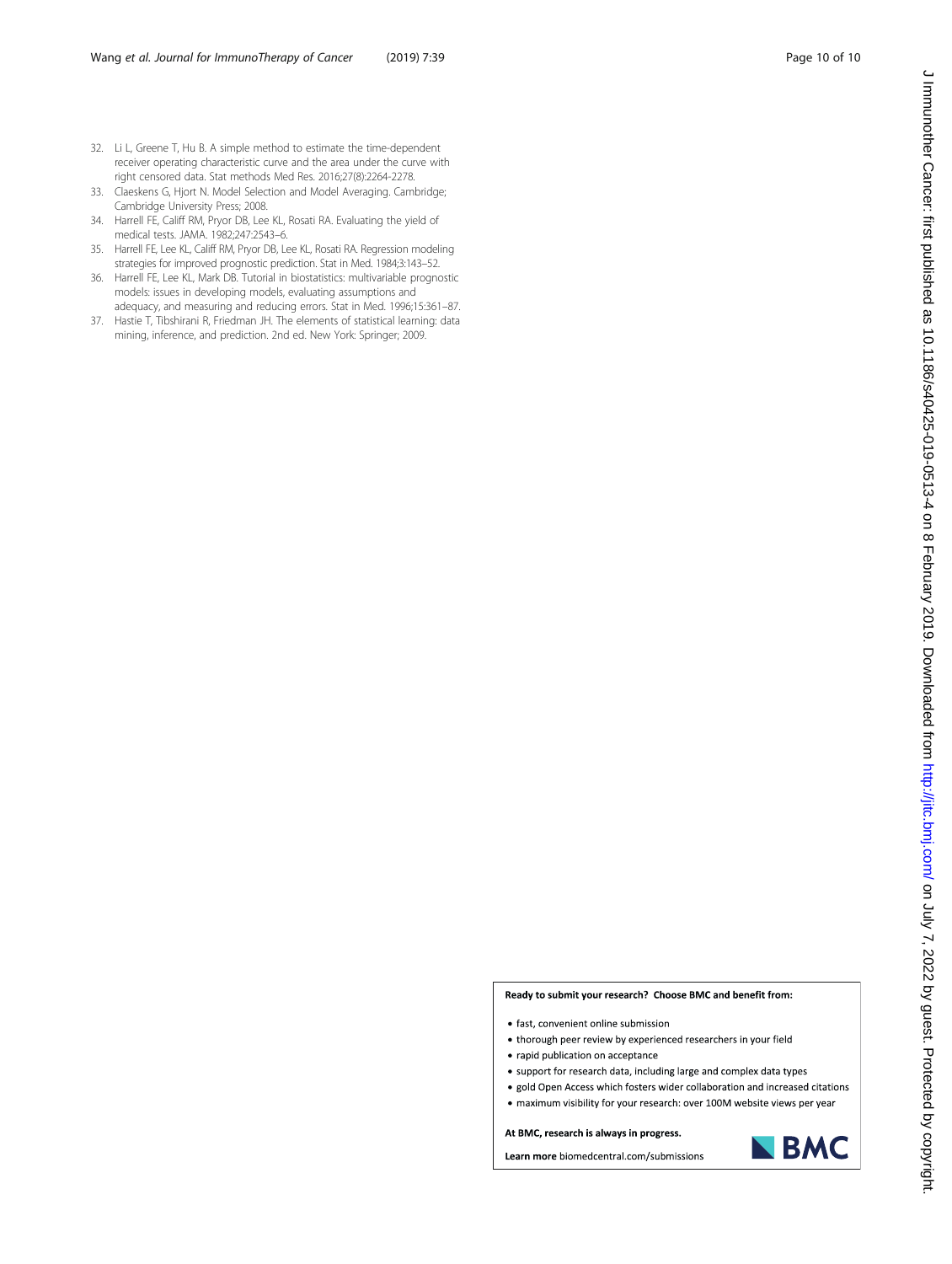32. Li L, Greene T, Hu B. A simple method to estimate the time-dependent receiver operating characteristic curve and the area under the curve with right censored data. Stat methods Med Res. 2016;27(8):2264-2278.
33. Claeskens G, Hjort N. Model Selection and Model Averaging. Cambridge; Cambridge University Press; 2008.
34. Harrell FE, Califf RM, Pryor DB, Lee KL, Rosati RA. Evaluating the yield of medical tests. JAMA. 1982;247:2543–6.
35. Harrell FE, Lee KL, Califf RM, Pryor DB, Lee KL, Rosati RA. Regression modeling strategies for improved prognostic prediction. Stat in Med. 1984;3:143–52.
36. Harrell FE, Lee KL, Mark DB. Tutorial in biostatistics: multivariable prognostic models: issues in developing models, evaluating assumptions and adequacy, and measuring and reducing errors. Stat in Med. 1996;15:361–87.
37. Hastie T, Tibshirani R, Friedman JH. The elements of statistical learning: data mining, inference, and prediction. 2nd ed. New York: Springer; 2009.

**Ready to submit your research? Choose BMC and benefit from:**

- fast, convenient online submission
- thorough peer review by experienced researchers in your field
- rapid publication on acceptance
- support for research data, including large and complex data types
- gold Open Access which fosters wider collaboration and increased citations
- maximum visibility for your research: over 100M website views per year

**At BMC, research is always in progress.**

**Learn more** biomedcentral.com/submissions

J Immunother Cancer: first published as 10.1186/s40425-019-0513-4 on 8 February 2019. Downloaded from http://jitc.bmj.com/ on July 7, 2022 by guest. Protected by copyright.